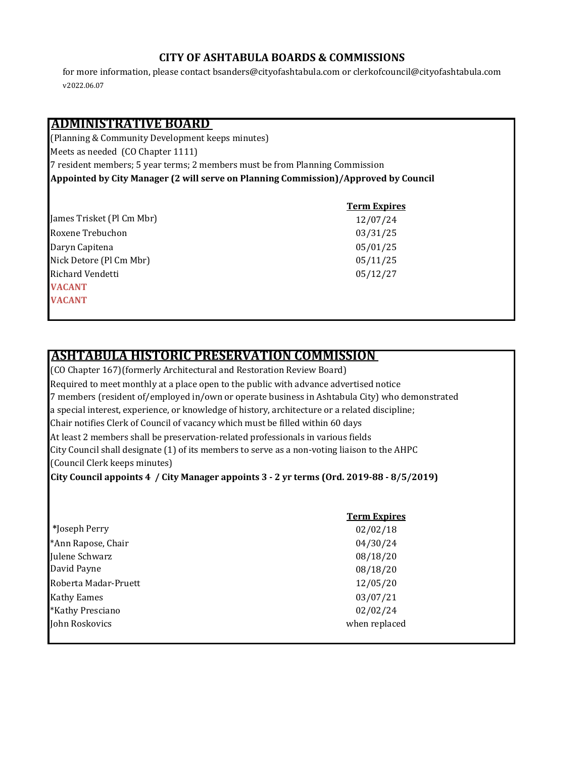# CITY OF ASHTABULA BOARDS & COMMISSIONS

for more information, please contact bsanders@cityofashtabula.com or clerkofcouncil@cityofashtabula.com

v2022.06.07

## ADMINISTRATIVE BOARD

(Planning & Community Development keeps minutes)

Meets as needed (CO Chapter 1111)

7 resident members; 5 year terms; 2 members must be from Planning Commission

**Appointed by City Manager (2 will serve on Planning Commission)/Approved by Council**

| | Term Expires |
|---|---|
| James Trisket (Pl Cm Mbr) | 12/07/24 |
| Roxene Trebuchon | 03/31/25 |
| Daryn Capitena | 05/01/25 |
| Nick Detore (Pl Cm Mbr) | 05/11/25 |
| Richard Vendetti | 05/12/27 |
| **VACANT** | |
| **VACANT** | |

## ASHTABULA HISTORIC PRESERVATION COMMISSION

(CO Chapter 167)(formerly Architectural and Restoration Review Board)

Required to meet monthly at a place open to the public with advance advertised notice

7 members (resident of/employed in/own or operate business in Ashtabula City) who demonstrated a special interest, experience, or knowledge of history, architecture or a related discipline;

Chair notifies Clerk of Council of vacancy which must be filled within 60 days

At least 2 members shall be preservation-related professionals in various fields

City Council shall designate (1) of its members to serve as a non-voting liaison to the AHPC

(Council Clerk keeps minutes)

**City Council appoints 4 / City Manager appoints 3 - 2 yr terms (Ord. 2019-88 - 8/5/2019)**

| | Term Expires |
|---|---|
| *Joseph Perry | 02/02/18 |
| *Ann Rapose, Chair | 04/30/24 |
| Julene Schwarz | 08/18/20 |
| David Payne | 08/18/20 |
| Roberta Madar-Pruett | 12/05/20 |
| Kathy Eames | 03/07/21 |
| *Kathy Presciano | 02/02/24 |
| John Roskovics | when replaced |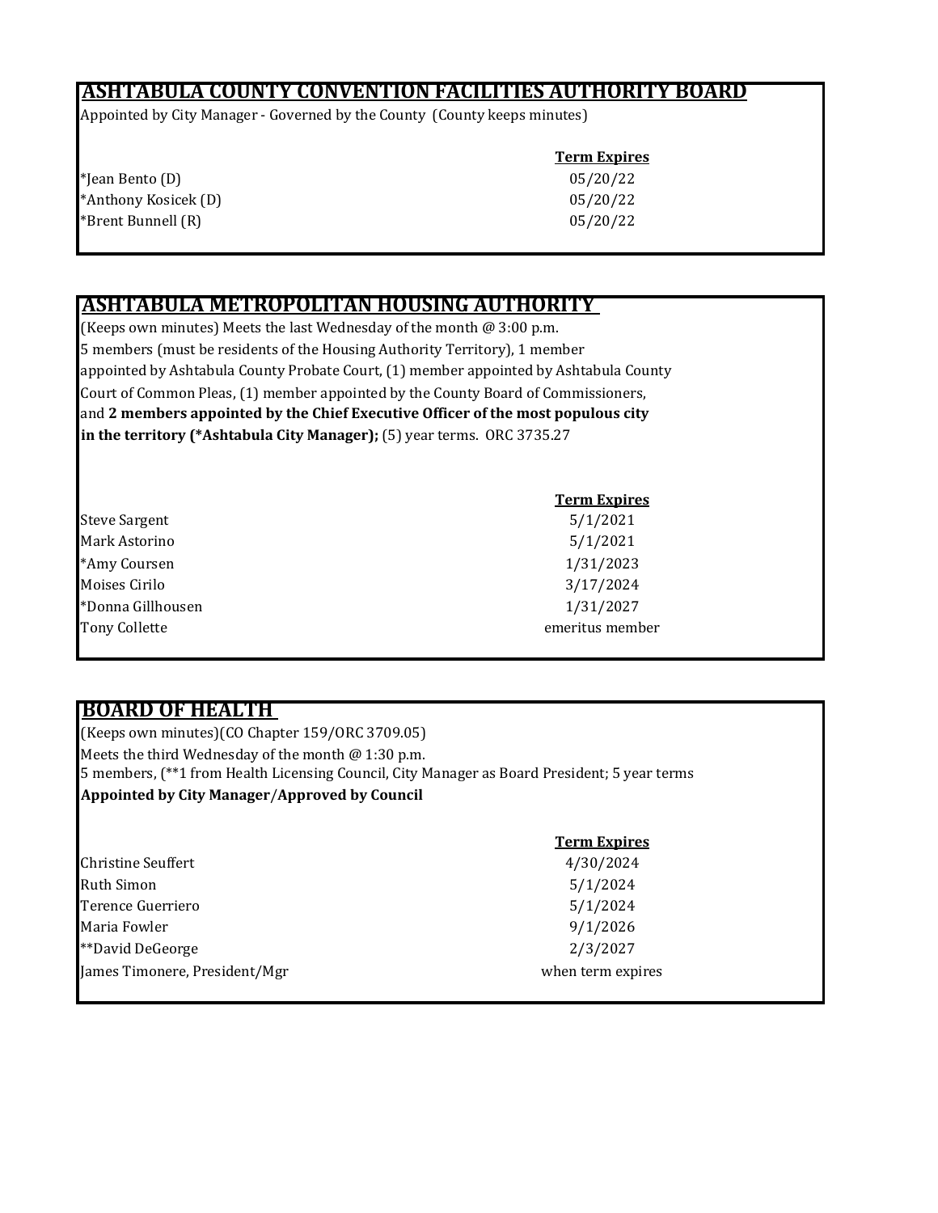## ASHTABULA COUNTY CONVENTION FACILITIES AUTHORITY BOARD

Appointed by City Manager - Governed by the County (County keeps minutes)

| | Term Expires |
|---|---|
| *Jean Bento (D) | 05/20/22 |
| *Anthony Kosicek (D) | 05/20/22 |
| *Brent Bunnell (R) | 05/20/22 |

## ASHTABULA METROPOLITAN HOUSING AUTHORITY

(Keeps own minutes) Meets the last Wednesday of the month @ 3:00 p.m.
5 members (must be residents of the Housing Authority Territory), 1 member appointed by Ashtabula County Probate Court, (1) member appointed by Ashtabula County Court of Common Pleas, (1) member appointed by the County Board of Commissioners, and **2 members appointed by the Chief Executive Officer of the most populous city in the territory (*Ashtabula City Manager);** (5) year terms. ORC 3735.27

| | Term Expires |
|---|---|
| Steve Sargent | 5/1/2021 |
| Mark Astorino | 5/1/2021 |
| *Amy Coursen | 1/31/2023 |
| Moises Cirilo | 3/17/2024 |
| *Donna Gillhousen | 1/31/2027 |
| Tony Collette | emeritus member |

## BOARD OF HEALTH

(Keeps own minutes)(CO Chapter 159/ORC 3709.05)
Meets the third Wednesday of the month @ 1:30 p.m.
5 members, (**1 from Health Licensing Council, City Manager as Board President; 5 year terms
**Appointed by City Manager/Approved by Council**

| | Term Expires |
|---|---|
| Christine Seuffert | 4/30/2024 |
| Ruth Simon | 5/1/2024 |
| Terence Guerriero | 5/1/2024 |
| Maria Fowler | 9/1/2026 |
| **David DeGeorge | 2/3/2027 |
| James Timonere, President/Mgr | when term expires |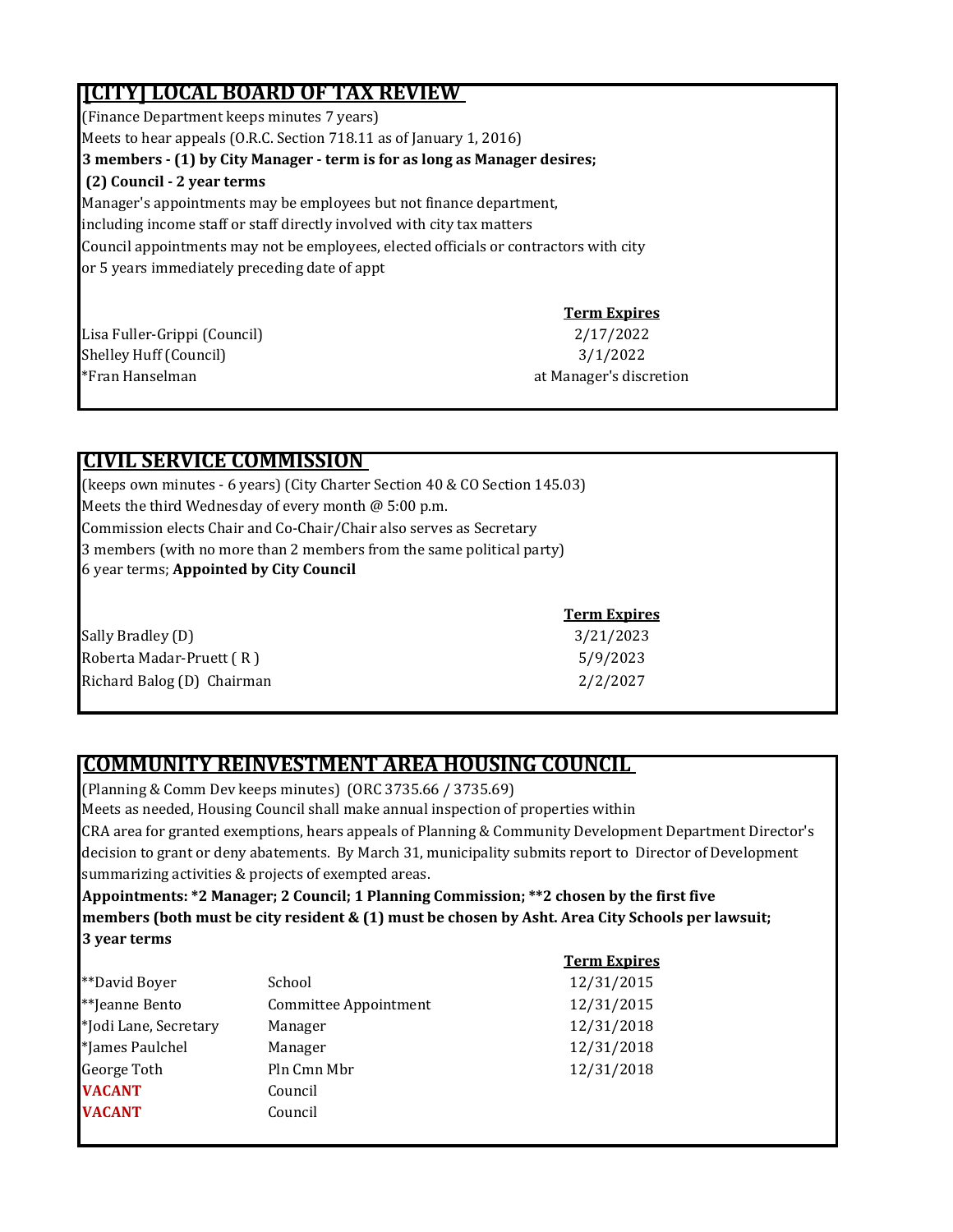## [CITY] LOCAL BOARD OF TAX REVIEW

(Finance Department keeps minutes 7 years)
Meets to hear appeals (O.R.C. Section 718.11 as of January 1, 2016)
**3 members - (1) by City Manager - term is for as long as Manager desires;**
**(2) Council - 2 year terms**
Manager's appointments may be employees but not finance department,
including income staff or staff directly involved with city tax matters
Council appointments may not be employees, elected officials or contractors with city
or 5 years immediately preceding date of appt

| | Term Expires |
|---|---|
| Lisa Fuller-Grippi (Council) | 2/17/2022 |
| Shelley Huff (Council) | 3/1/2022 |
| *Fran Hanselman | at Manager's discretion |

## CIVIL SERVICE COMMISSION

(keeps own minutes - 6 years) (City Charter Section 40 & CO Section 145.03)
Meets the third Wednesday of every month @ 5:00 p.m.
Commission elects Chair and Co-Chair/Chair also serves as Secretary
3 members (with no more than 2 members from the same political party)
6 year terms; **Appointed by City Council**

| | Term Expires |
|---|---|
| Sally Bradley (D) | 3/21/2023 |
| Roberta Madar-Pruett ( R ) | 5/9/2023 |
| Richard Balog (D) Chairman | 2/2/2027 |

## COMMUNITY REINVESTMENT AREA HOUSING COUNCIL

(Planning & Comm Dev keeps minutes) (ORC 3735.66 / 3735.69)
Meets as needed, Housing Council shall make annual inspection of properties within
CRA area for granted exemptions, hears appeals of Planning & Community Development Department Director's decision to grant or deny abatements. By March 31, municipality submits report to Director of Development summarizing activities & projects of exempted areas.
**Appointments: *2 Manager; 2 Council; 1 Planning Commission; **2 chosen by the first five members (both must be city resident & (1) must be chosen by Asht. Area City Schools per lawsuit; 3 year terms**

| | | Term Expires |
|---|---|---|
| **David Boyer | School | 12/31/2015 |
| **Jeanne Bento | Committee Appointment | 12/31/2015 |
| *Jodi Lane, Secretary | Manager | 12/31/2018 |
| *James Paulchel | Manager | 12/31/2018 |
| George Toth | Pln Cmn Mbr | 12/31/2018 |
| **VACANT** | Council | |
| **VACANT** | Council | |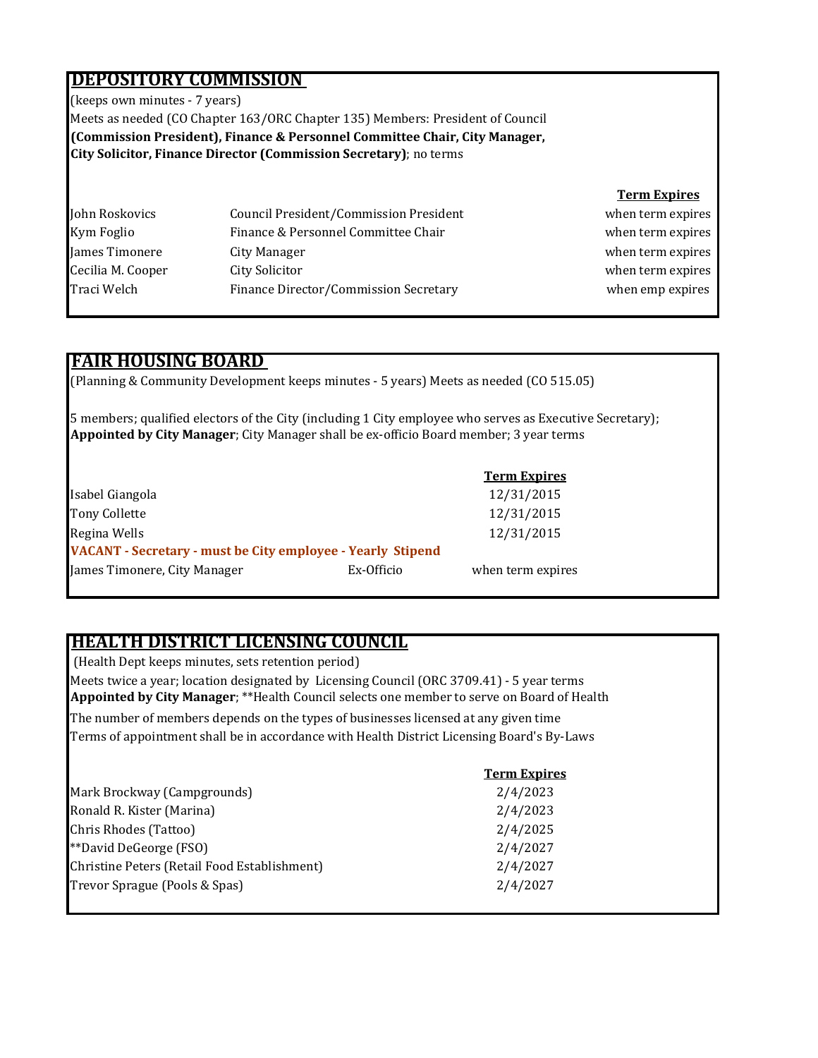## DEPOSITORY COMMISSION

(keeps own minutes - 7 years)
Meets as needed (CO Chapter 163/ORC Chapter 135) Members: President of Council **(Commission President), Finance & Personnel Committee Chair, City Manager, City Solicitor, Finance Director (Commission Secretary)**; no terms

| | | Term Expires |
|---|---|---|
| John Roskovics | Council President/Commission President | when term expires |
| Kym Foglio | Finance & Personnel Committee Chair | when term expires |
| James Timonere | City Manager | when term expires |
| Cecilia M. Cooper | City Solicitor | when term expires |
| Traci Welch | Finance Director/Commission Secretary | when emp expires |

## FAIR HOUSING BOARD

(Planning & Community Development keeps minutes - 5 years) Meets as needed (CO 515.05)

5 members; qualified electors of the City (including 1 City employee who serves as Executive Secretary); **Appointed by City Manager**; City Manager shall be ex-officio Board member; 3 year terms

| | | Term Expires |
|---|---|---|
| Isabel Giangola | | 12/31/2015 |
| Tony Collette | | 12/31/2015 |
| Regina Wells | | 12/31/2015 |
| **VACANT - Secretary - must be City employee - Yearly Stipend** | | |
| James Timonere, City Manager | Ex-Officio | when term expires |

## HEALTH DISTRICT LICENSING COUNCIL

(Health Dept keeps minutes, sets retention period)
Meets twice a year; location designated by Licensing Council (ORC 3709.41) - 5 year terms
**Appointed by City Manager**; **Health Council selects one member to serve on Board of Health
The number of members depends on the types of businesses licensed at any given time
Terms of appointment shall be in accordance with Health District Licensing Board's By-Laws

| | Term Expires |
|---|---|
| Mark Brockway (Campgrounds) | 2/4/2023 |
| Ronald R. Kister (Marina) | 2/4/2023 |
| Chris Rhodes (Tattoo) | 2/4/2025 |
| **David DeGeorge (FSO) | 2/4/2027 |
| Christine Peters (Retail Food Establishment) | 2/4/2027 |
| Trevor Sprague (Pools & Spas) | 2/4/2027 |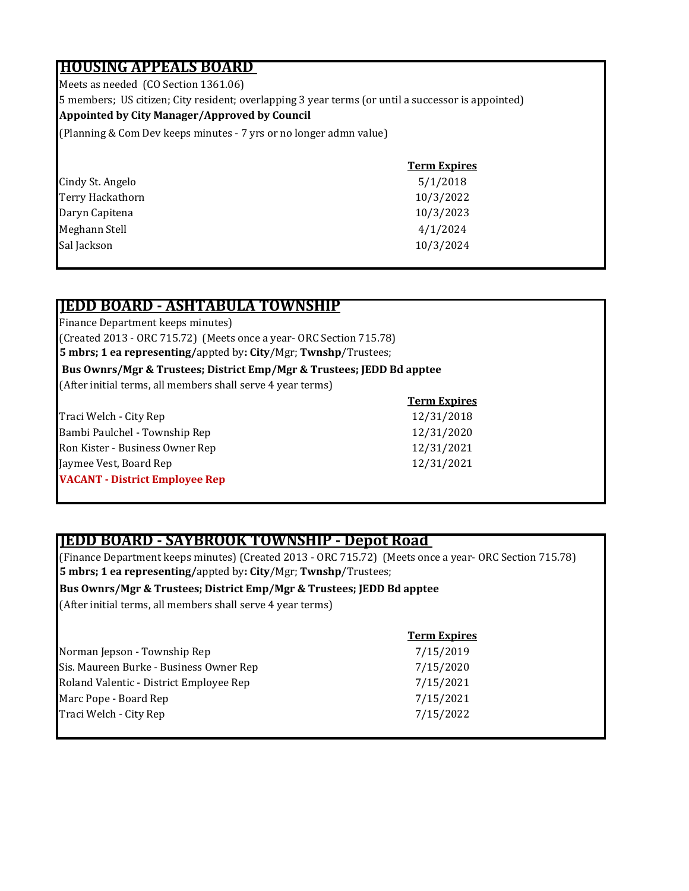## HOUSING APPEALS BOARD

Meets as needed (CO Section 1361.06)

5 members; US citizen; City resident; overlapping 3 year terms (or until a successor is appointed)

**Appointed by City Manager/Approved by Council**

(Planning & Com Dev keeps minutes - 7 yrs or no longer admn value)

| | **Term Expires** |
|---|---|
| Cindy St. Angelo | 5/1/2018 |
| Terry Hackathorn | 10/3/2022 |
| Daryn Capitena | 10/3/2023 |
| Meghann Stell | 4/1/2024 |
| Sal Jackson | 10/3/2024 |

## JEDD BOARD - ASHTABULA TOWNSHIP

Finance Department keeps minutes)

(Created 2013 - ORC 715.72) (Meets once a year- ORC Section 715.78)

**5 mbrs; 1 ea representing/**appted by**: City**/Mgr; **Twnshp**/Trustees;

**Bus Ownrs/Mgr & Trustees; District Emp/Mgr & Trustees; JEDD Bd apptee**

(After initial terms, all members shall serve 4 year terms)

| | **Term Expires** |
|---|---|
| Traci Welch - City Rep | 12/31/2018 |
| Bambi Paulchel - Township Rep | 12/31/2020 |
| Ron Kister - Business Owner Rep | 12/31/2021 |
| Jaymee Vest, Board Rep | 12/31/2021 |
| **VACANT - District Employee Rep** | |

## JEDD BOARD - SAYBROOK TOWNSHIP - Depot Road

(Finance Department keeps minutes) (Created 2013 - ORC 715.72) (Meets once a year- ORC Section 715.78)

**5 mbrs; 1 ea representing/**appted by**: City**/Mgr; **Twnshp**/Trustees;

**Bus Ownrs/Mgr & Trustees; District Emp/Mgr & Trustees; JEDD Bd apptee**

(After initial terms, all members shall serve 4 year terms)

| | **Term Expires** |
|---|---|
| Norman Jepson - Township Rep | 7/15/2019 |
| Sis. Maureen Burke - Business Owner Rep | 7/15/2020 |
| Roland Valentic - District Employee Rep | 7/15/2021 |
| Marc Pope - Board Rep | 7/15/2021 |
| Traci Welch - City Rep | 7/15/2022 |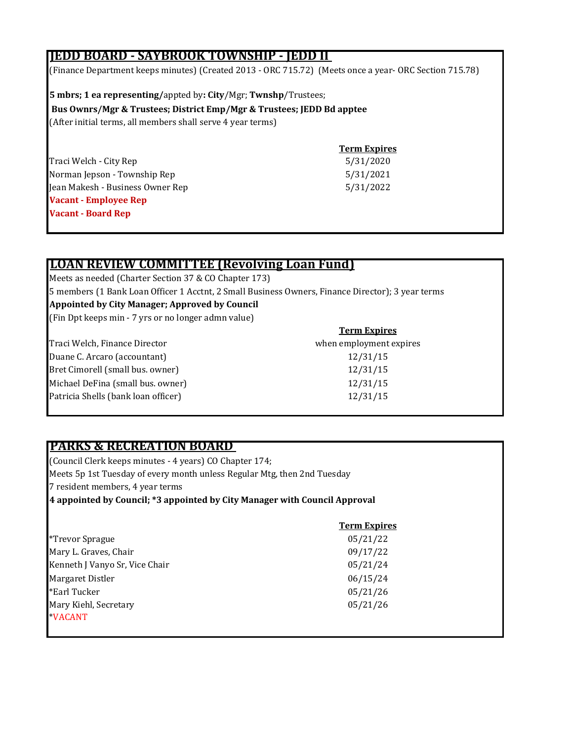## JEDD BOARD - SAYBROOK TOWNSHIP - JEDD II

(Finance Department keeps minutes) (Created 2013 - ORC 715.72) (Meets once a year- ORC Section 715.78)

**5 mbrs; 1 ea representing/**appted by**: City**/Mgr; **Twnshp**/Trustees;
**Bus Ownrs/Mgr & Trustees; District Emp/Mgr & Trustees; JEDD Bd apptee**
(After initial terms, all members shall serve 4 year terms)

| | Term Expires |
|---|---|
| Traci Welch - City Rep | 5/31/2020 |
| Norman Jepson - Township Rep | 5/31/2021 |
| Jean Makesh - Business Owner Rep | 5/31/2022 |
| **Vacant - Employee Rep** | |
| **Vacant - Board Rep** | |

## LOAN REVIEW COMMITTEE (Revolving Loan Fund)

Meets as needed (Charter Section 37 & CO Chapter 173)
5 members (1 Bank Loan Officer 1 Acctnt, 2 Small Business Owners, Finance Director); 3 year terms
**Appointed by City Manager; Approved by Council**
(Fin Dpt keeps min - 7 yrs or no longer admn value)

| | Term Expires |
|---|---|
| Traci Welch, Finance Director | when employment expires |
| Duane C. Arcaro (accountant) | 12/31/15 |
| Bret Cimorell (small bus. owner) | 12/31/15 |
| Michael DeFina (small bus. owner) | 12/31/15 |
| Patricia Shells (bank loan officer) | 12/31/15 |

## PARKS & RECREATION BOARD

(Council Clerk keeps minutes - 4 years) CO Chapter 174;
Meets 5p 1st Tuesday of every month unless Regular Mtg, then 2nd Tuesday
7 resident members, 4 year terms
**4 appointed by Council; *3 appointed by City Manager with Council Approval**

| | Term Expires |
|---|---|
| *Trevor Sprague | 05/21/22 |
| Mary L. Graves, Chair | 09/17/22 |
| Kenneth J Vanyo Sr, Vice Chair | 05/21/24 |
| Margaret Distler | 06/15/24 |
| *Earl Tucker | 05/21/26 |
| Mary Kiehl, Secretary | 05/21/26 |
| *VACANT | |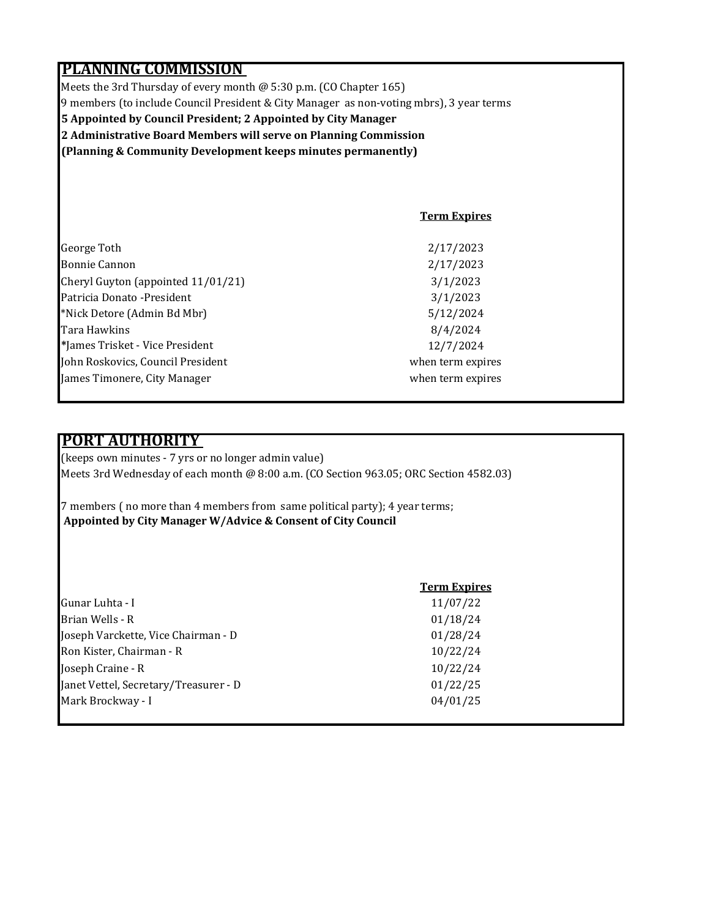## PLANNING COMMISSION

Meets the 3rd Thursday of every month @ 5:30 p.m. (CO Chapter 165)

9 members (to include Council President & City Manager as non-voting mbrs), 3 year terms

**5 Appointed by Council President; 2 Appointed by City Manager**

**2 Administrative Board Members will serve on Planning Commission**

**(Planning & Community Development keeps minutes permanently)**

| | Term Expires |
|---|---|
| George Toth | 2/17/2023 |
| Bonnie Cannon | 2/17/2023 |
| Cheryl Guyton (appointed 11/01/21) | 3/1/2023 |
| Patricia Donato -President | 3/1/2023 |
| *Nick Detore (Admin Bd Mbr) | 5/12/2024 |
| Tara Hawkins | 8/4/2024 |
| *James Trisket - Vice President | 12/7/2024 |
| John Roskovics, Council President | when term expires |
| James Timonere, City Manager | when term expires |

## PORT AUTHORITY

(keeps own minutes - 7 yrs or no longer admin value)

Meets 3rd Wednesday of each month @ 8:00 a.m. (CO Section 963.05; ORC Section 4582.03)

7 members ( no more than 4 members from same political party); 4 year terms;

**Appointed by City Manager W/Advice & Consent of City Council**

| | Term Expires |
|---|---|
| Gunar Luhta - I | 11/07/22 |
| Brian Wells - R | 01/18/24 |
| Joseph Varckette, Vice Chairman - D | 01/28/24 |
| Ron Kister, Chairman - R | 10/22/24 |
| Joseph Craine - R | 10/22/24 |
| Janet Vettel, Secretary/Treasurer - D | 01/22/25 |
| Mark Brockway - I | 04/01/25 |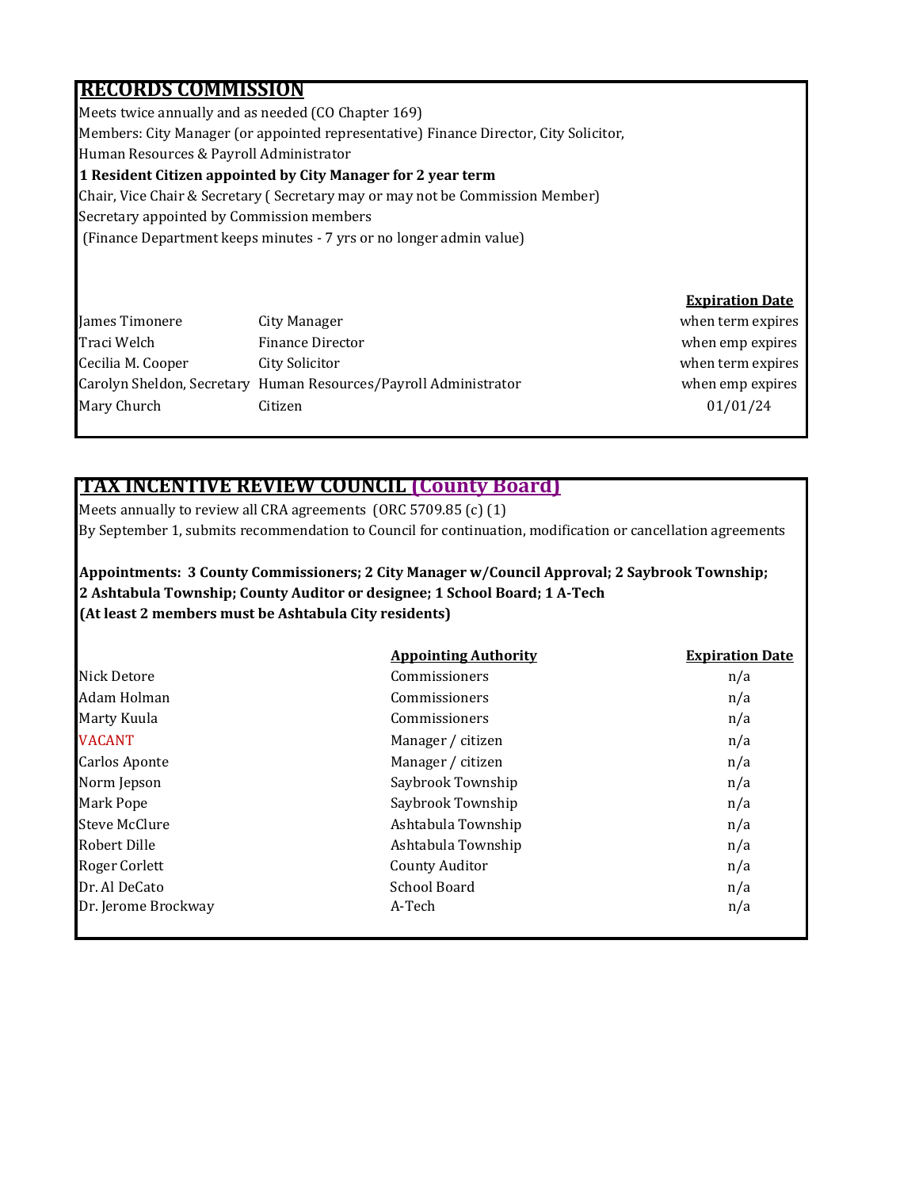## RECORDS COMMISSION

Meets twice annually and as needed (CO Chapter 169)
Members: City Manager (or appointed representative) Finance Director, City Solicitor, Human Resources & Payroll Administrator

**1 Resident Citizen appointed by City Manager for 2 year term**

Chair, Vice Chair & Secretary ( Secretary may or may not be Commission Member)
Secretary appointed by Commission members
(Finance Department keeps minutes - 7 yrs or no longer admin value)

| | | Expiration Date |
|---|---|---|
| James Timonere | City Manager | when term expires |
| Traci Welch | Finance Director | when emp expires |
| Cecilia M. Cooper | City Solicitor | when term expires |
| Carolyn Sheldon, Secretary | Human Resources/Payroll Administrator | when emp expires |
| Mary Church | Citizen | 01/01/24 |

## TAX INCENTIVE REVIEW COUNCIL (County Board)

Meets annually to review all CRA agreements (ORC 5709.85 (c) (1)
By September 1, submits recommendation to Council for continuation, modification or cancellation agreements

**Appointments: 3 County Commissioners; 2 City Manager w/Council Approval; 2 Saybrook Township; 2 Ashtabula Township; County Auditor or designee; 1 School Board; 1 A-Tech**
**(At least 2 members must be Ashtabula City residents)**

| | Appointing Authority | Expiration Date |
|---|---|---|
| Nick Detore | Commissioners | n/a |
| Adam Holman | Commissioners | n/a |
| Marty Kuula | Commissioners | n/a |
| VACANT | Manager / citizen | n/a |
| Carlos Aponte | Manager / citizen | n/a |
| Norm Jepson | Saybrook Township | n/a |
| Mark Pope | Saybrook Township | n/a |
| Steve McClure | Ashtabula Township | n/a |
| Robert Dille | Ashtabula Township | n/a |
| Roger Corlett | County Auditor | n/a |
| Dr. Al DeCato | School Board | n/a |
| Dr. Jerome Brockway | A-Tech | n/a |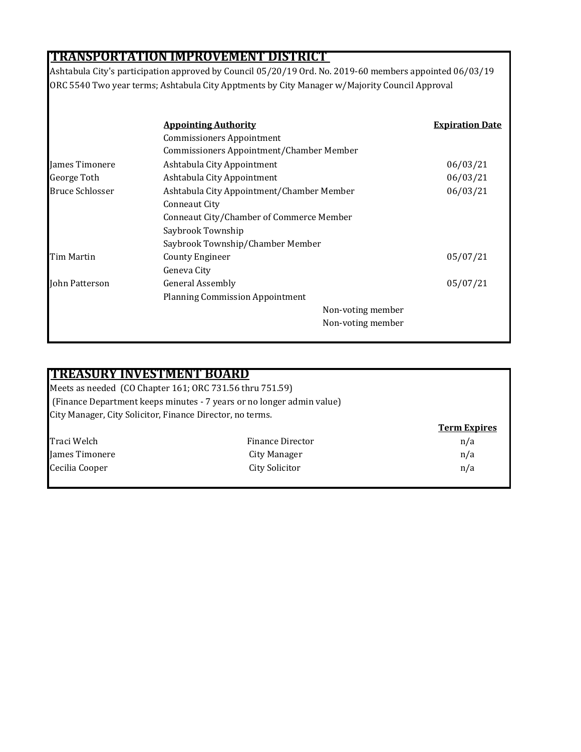## TRANSPORTATION IMPROVEMENT DISTRICT

Ashtabula City's participation approved by Council 05/20/19 Ord. No. 2019-60 members appointed 06/03/19
ORC 5540 Two year terms; Ashtabula City Apptments by City Manager w/Majority Council Approval

| | Appointing Authority | Expiration Date |
|---|---|---|
| | Commissioners Appointment | |
| | Commissioners Appointment/Chamber Member | |
| James Timonere | Ashtabula City Appointment | 06/03/21 |
| George Toth | Ashtabula City Appointment | 06/03/21 |
| Bruce Schlosser | Ashtabula City Appointment/Chamber Member | 06/03/21 |
| | Conneaut City | |
| | Conneaut City/Chamber of Commerce Member | |
| | Saybrook Township | |
| | Saybrook Township/Chamber Member | |
| Tim Martin | County Engineer | 05/07/21 |
| | Geneva City | |
| John Patterson | General Assembly | 05/07/21 |
| | Planning Commission Appointment | |
| | Non-voting member | |
| | Non-voting member | |

## TREASURY INVESTMENT BOARD

Meets as needed (CO Chapter 161; ORC 731.56 thru 751.59)
(Finance Department keeps minutes - 7 years or no longer admin value)
City Manager, City Solicitor, Finance Director, no terms.

| | | Term Expires |
|---|---|---|
| Traci Welch | Finance Director | n/a |
| James Timonere | City Manager | n/a |
| Cecilia Cooper | City Solicitor | n/a |